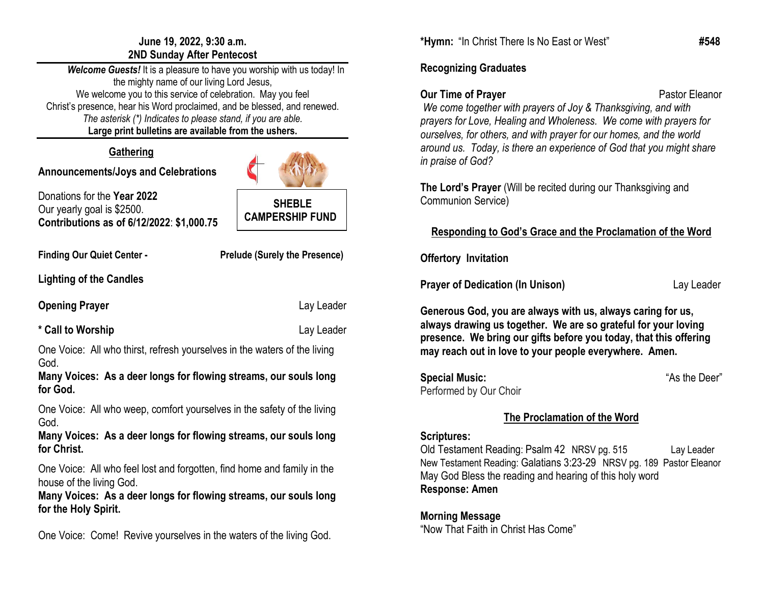**June 19, 2022, 9:30 a.m.**
**2ND Sunday After Pentecost**

***Welcome Guests!*** It is a pleasure to have you worship with us today! In the mighty name of our living Lord Jesus,
We welcome you to this service of celebration. May you feel Christ's presence, hear his Word proclaimed, and be blessed, and renewed.
*The asterisk (*) Indicates to please stand, if you are able.*
**Large print bulletins are available from the ushers.**

## Gathering

**Announcements/Joys and Celebrations**

**SHEBLE CAMPERSHIP FUND**

Donations for the **Year 2022**
Our yearly goal is $2500.
**Contributions as of 6/12/2022**: **$1,000.75**

**Finding Our Quiet Center -** **Prelude (Surely the Presence)**

**Lighting of the Candles**

**Opening Prayer** Lay Leader

**\* Call to Worship** Lay Leader

One Voice: All who thirst, refresh yourselves in the waters of the living God.
**Many Voices: As a deer longs for flowing streams, our souls long for God.**

One Voice: All who weep, comfort yourselves in the safety of the living God.
**Many Voices: As a deer longs for flowing streams, our souls long for Christ.**

One Voice: All who feel lost and forgotten, find home and family in the house of the living God.
**Many Voices: As a deer longs for flowing streams, our souls long for the Holy Spirit.**

One Voice: Come! Revive yourselves in the waters of the living God.

**\*Hymn:** "In Christ There Is No East or West" **#548**

**Recognizing Graduates**

**Our Time of Prayer** Pastor Eleanor

*We come together with prayers of Joy & Thanksgiving, and with prayers for Love, Healing and Wholeness. We come with prayers for ourselves, for others, and with prayer for our homes, and the world around us. Today, is there an experience of God that you might share in praise of God?*

**The Lord's Prayer** (Will be recited during our Thanksgiving and Communion Service)

## Responding to God's Grace and the Proclamation of the Word

**Offertory Invitation**

**Prayer of Dedication (In Unison)** Lay Leader

**Generous God, you are always with us, always caring for us, always drawing us together. We are so grateful for your loving presence. We bring our gifts before you today, that this offering may reach out in love to your people everywhere. Amen.**

**Special Music:** "As the Deer"
Performed by Our Choir

## The Proclamation of the Word

**Scriptures:**
Old Testament Reading: Psalm 42 NRSV pg. 515 Lay Leader
New Testament Reading: Galatians 3:23-29 NRSV pg. 189 Pastor Eleanor
May God Bless the reading and hearing of this holy word
**Response: Amen**

**Morning Message**
"Now That Faith in Christ Has Come"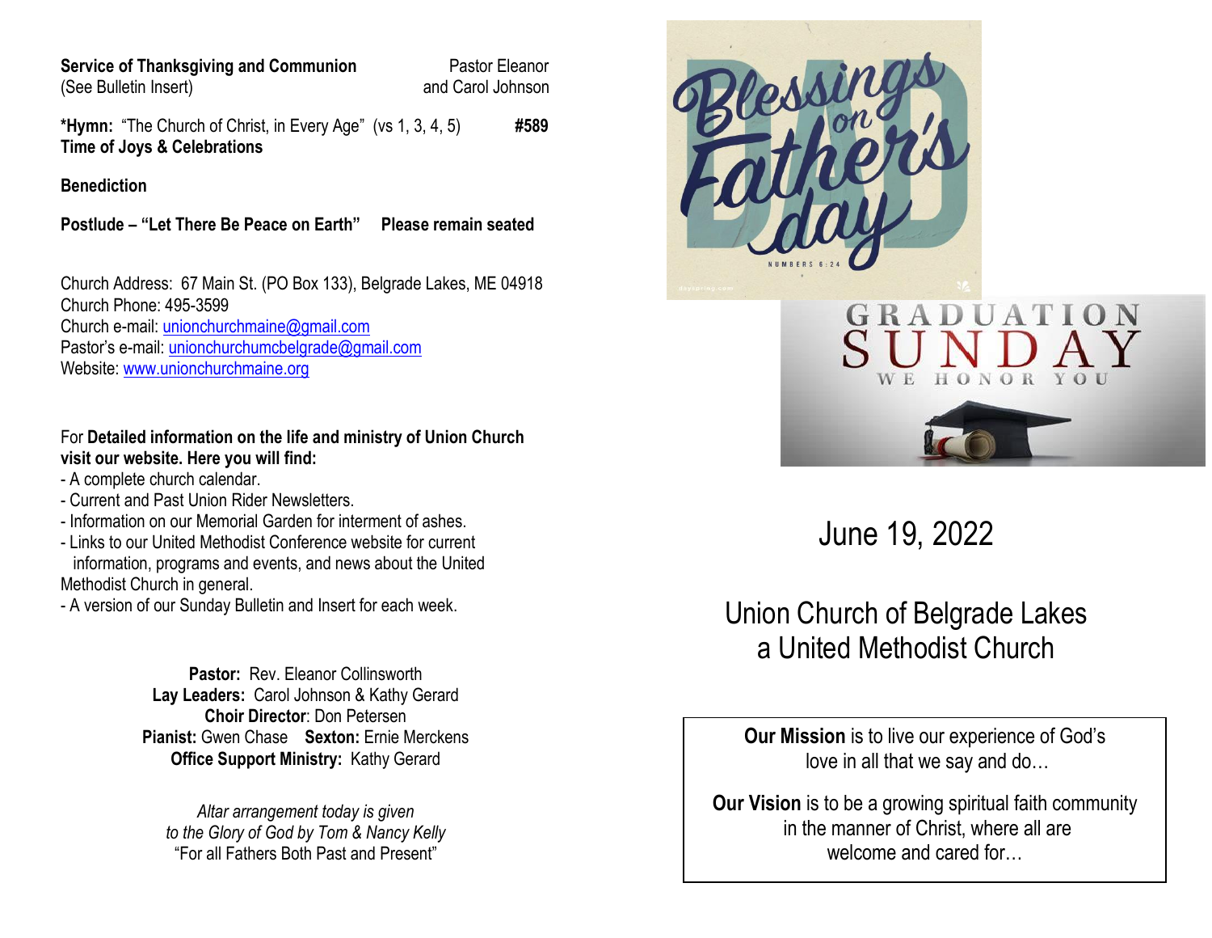**Service of Thanksgiving and Communion** Pastor Eleanor and Carol Johnson
(See Bulletin Insert)

***Hymn:** "The Church of Christ, in Every Age" (vs 1, 3, 4, 5) **#589**

**Time of Joys & Celebrations**

**Benediction**

**Postlude – "Let There Be Peace on Earth"** **Please remain seated**

Church Address: 67 Main St. (PO Box 133), Belgrade Lakes, ME 04918
Church Phone: 495-3599
Church e-mail: unionchurchmaine@gmail.com
Pastor's e-mail: unionchurchumcbelgrade@gmail.com
Website: www.unionchurchmaine.org

For **Detailed information on the life and ministry of Union Church visit our website. Here you will find:**

- A complete church calendar.
- Current and Past Union Rider Newsletters.
- Information on our Memorial Garden for interment of ashes.
- Links to our United Methodist Conference website for current information, programs and events, and news about the United Methodist Church in general.
- A version of our Sunday Bulletin and Insert for each week.

**Pastor:** Rev. Eleanor Collinsworth
**Lay Leaders:** Carol Johnson & Kathy Gerard
**Choir Director**: Don Petersen
**Pianist:** Gwen Chase **Sexton:** Ernie Merckens
**Office Support Ministry:** Kathy Gerard

*Altar arrangement today is given to the Glory of God by Tom & Nancy Kelly*
"For all Fathers Both Past and Present"

Blessings on Father's day
NUMBERS 6:24

GRADUATION SUNDAY
WE HONOR YOU

June 19, 2022

# Union Church of Belgrade Lakes a United Methodist Church

**Our Mission** is to live our experience of God's love in all that we say and do…

**Our Vision** is to be a growing spiritual faith community in the manner of Christ, where all are welcome and cared for…